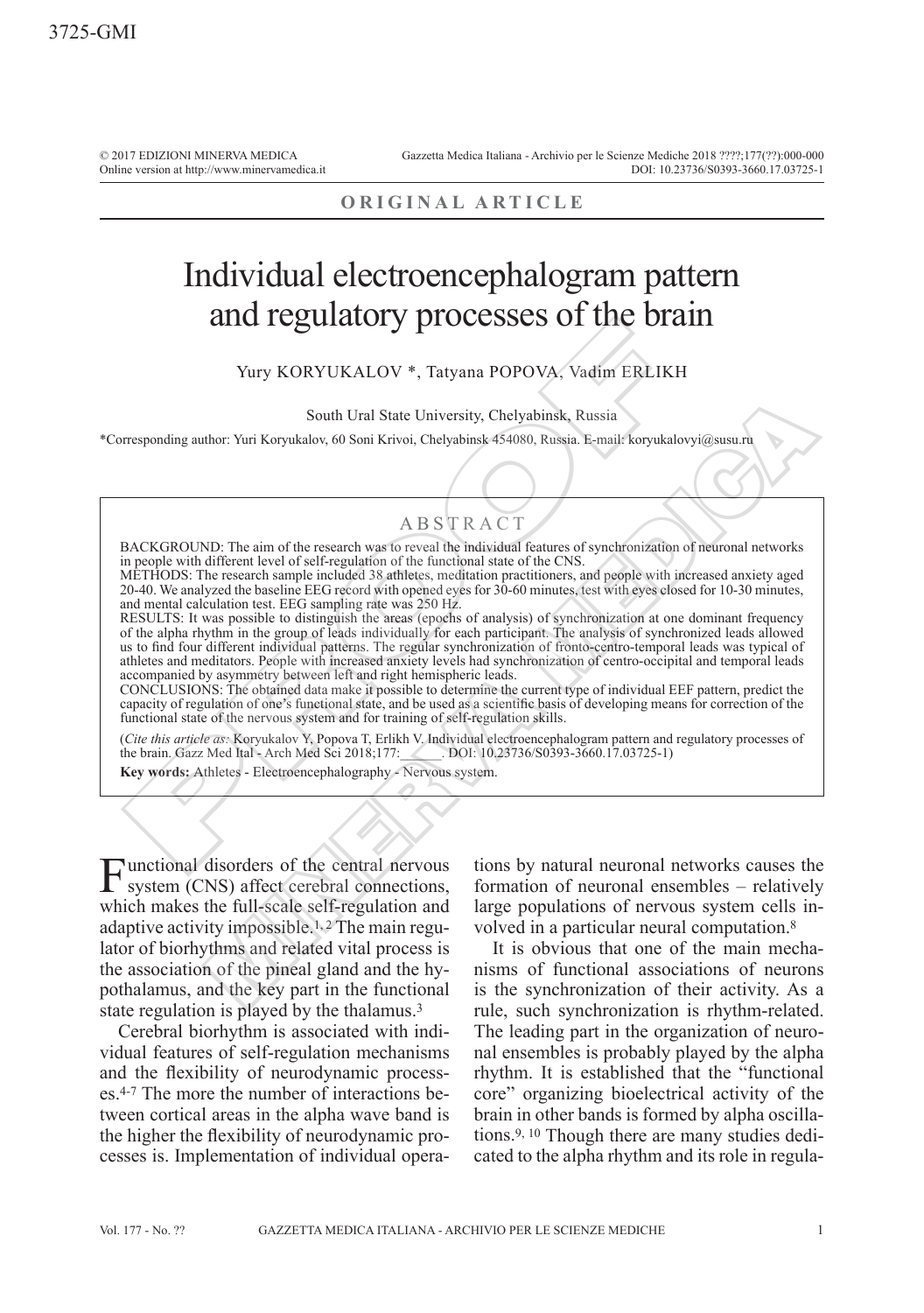ORIGINAL ARTICLE

# Individual electroencephalogram pattern and regulatory processes of the brain

Yury KORYUKALOV *, Tatyana POPOVA, Vadim ERLIKH

South Ural State University, Chelyabinsk, Russia

*Corresponding author: Yuri Koryukalov, 60 Soni Krivoi, Chelyabinsk 454080, Russia. E-mail: koryukalovyi@susu.ru

## ABSTRACT

BACKGROUND: The aim of the research was to reveal the individual features of synchronization of neuronal networks in people with different level of self-regulation of the functional state of the CNS.

METHODS: The research sample included 38 athletes, meditation practitioners, and people with increased anxiety aged 20-40. We analyzed the baseline EEG record with opened eyes for 30-60 minutes, test with eyes closed for 10-30 minutes, and mental calculation test. EEG sampling rate was 250 Hz.

RESULTS: It was possible to distinguish the areas (epochs of analysis) of synchronization at one dominant frequency of the alpha rhythm in the group of leads individually for each participant. The analysis of synchronized leads allowed us to find four different individual patterns. The regular synchronization of fronto-centro-temporal leads was typical of athletes and meditators. People with increased anxiety levels had synchronization of centro-occipital and temporal leads accompanied by asymmetry between left and right hemispheric leads.

CONCLUSIONS: The obtained data make it possible to determine the current type of individual EEF pattern, predict the capacity of regulation of one's functional state, and be used as a scientific basis of developing means for correction of the functional state of the nervous system and for training of self-regulation skills.

(*Cite this article as:* Koryukalov Y, Popova T, Erlikh V. Individual electroencephalogram pattern and regulatory processes of the brain. Gazz Med Ital - Arch Med Sci 2018;177:\_\_\_\_\_. DOI: 10.23736/S0393-3660.17.03725-1)

**Key words:** Athletes - Electroencephalography - Nervous system.

Functional disorders of the central nervous system (CNS) affect cerebral connections, which makes the full-scale self-regulation and adaptive activity impossible.[1,2] The main regulator of biorhythms and related vital process is the association of the pineal gland and the hypothalamus, and the key part in the functional state regulation is played by the thalamus.[3]

Cerebral biorhythm is associated with individual features of self-regulation mechanisms and the flexibility of neurodynamic processes.[4-7] The more the number of interactions between cortical areas in the alpha wave band is the higher the flexibility of neurodynamic processes is. Implementation of individual operations by natural neuronal networks causes the formation of neuronal ensembles – relatively large populations of nervous system cells involved in a particular neural computation.[8]

It is obvious that one of the main mechanisms of functional associations of neurons is the synchronization of their activity. As a rule, such synchronization is rhythm-related. The leading part in the organization of neuronal ensembles is probably played by the alpha rhythm. It is established that the "functional core" organizing bioelectrical activity of the brain in other bands is formed by alpha oscillations.[9,10] Though there are many studies dedicated to the alpha rhythm and its role in regula-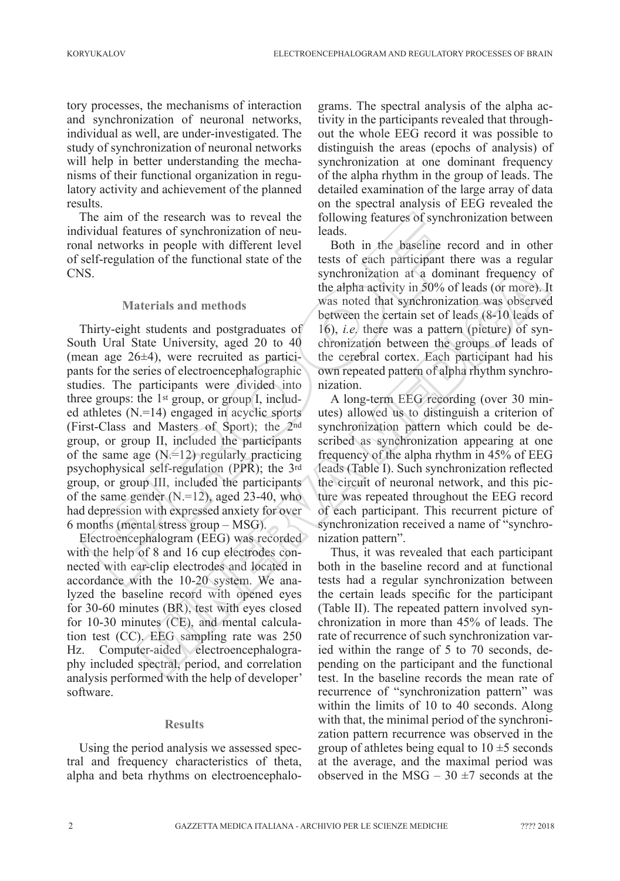tory processes, the mechanisms of interaction and synchronization of neuronal networks, individual as well, are under-investigated. The study of synchronization of neuronal networks will help in better understanding the mechanisms of their functional organization in regulatory activity and achievement of the planned results.

The aim of the research was to reveal the individual features of synchronization of neuronal networks in people with different level of self-regulation of the functional state of the CNS.

## Materials and methods

Thirty-eight students and postgraduates of South Ural State University, aged 20 to 40 (mean age 26±4), were recruited as participants for the series of electroencephalographic studies. The participants were divided into three groups: the 1st group, or group I, included athletes (N.=14) engaged in acyclic sports (First-Class and Masters of Sport); the 2nd group, or group II, included the participants of the same age (N.=12) regularly practicing psychophysical self-regulation (PPR); the 3rd group, or group III, included the participants of the same gender (N.=12), aged 23-40, who had depression with expressed anxiety for over 6 months (mental stress group – MSG).

Electroencephalogram (EEG) was recorded with the help of 8 and 16 cup electrodes connected with ear-clip electrodes and located in accordance with the 10-20 system. We analyzed the baseline record with opened eyes for 30-60 minutes (BR), test with eyes closed for 10-30 minutes (CE), and mental calculation test (CC). EEG sampling rate was 250 Hz. Computer-aided electroencephalography included spectral, period, and correlation analysis performed with the help of developer' software.

## Results

Using the period analysis we assessed spectral and frequency characteristics of theta, alpha and beta rhythms on electroencephalograms. The spectral analysis of the alpha activity in the participants revealed that throughout the whole EEG record it was possible to distinguish the areas (epochs of analysis) of synchronization at one dominant frequency of the alpha rhythm in the group of leads. The detailed examination of the large array of data on the spectral analysis of EEG revealed the following features of synchronization between leads.

Both in the baseline record and in other tests of each participant there was a regular synchronization at a dominant frequency of the alpha activity in 50% of leads (or more). It was noted that synchronization was observed between the certain set of leads (8-10 leads of 16), *i.e.* there was a pattern (picture) of synchronization between the groups of leads of the cerebral cortex. Each participant had his own repeated pattern of alpha rhythm synchronization.

A long-term EEG recording (over 30 minutes) allowed us to distinguish a criterion of synchronization pattern which could be described as synchronization appearing at one frequency of the alpha rhythm in 45% of EEG leads (Table I). Such synchronization reflected the circuit of neuronal network, and this picture was repeated throughout the EEG record of each participant. This recurrent picture of synchronization received a name of "synchronization pattern".

Thus, it was revealed that each participant both in the baseline record and at functional tests had a regular synchronization between the certain leads specific for the participant (Table II). The repeated pattern involved synchronization in more than 45% of leads. The rate of recurrence of such synchronization varied within the range of 5 to 70 seconds, depending on the participant and the functional test. In the baseline records the mean rate of recurrence of "synchronization pattern" was within the limits of 10 to 40 seconds. Along with that, the minimal period of the synchronization pattern recurrence was observed in the group of athletes being equal to 10 ±5 seconds at the average, and the maximal period was observed in the MSG – 30 ±7 seconds at the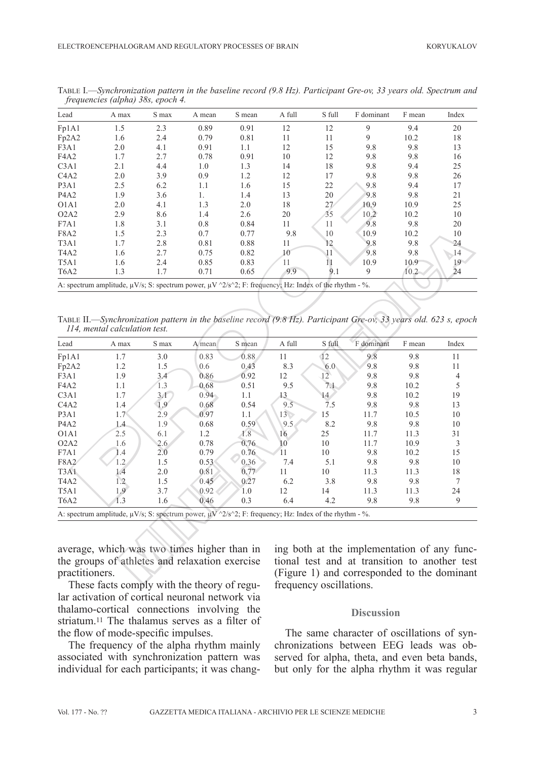Table I.—*Synchronization pattern in the baseline record (9.8 Hz). Participant Gre-ov, 33 years old. Spectrum and frequencies (alpha) 38s, epoch 4.*

| Lead | A max | S max | A mean | S mean | A full | S full | F dominant | F mean | Index |
|---|---|---|---|---|---|---|---|---|---|
| Fp1A1 | 1.5 | 2.3 | 0.89 | 0.91 | 12 | 12 | 9 | 9.4 | 20 |
| Fp2A2 | 1.6 | 2.4 | 0.79 | 0.81 | 11 | 11 | 9 | 10.2 | 18 |
| F3A1 | 2.0 | 4.1 | 0.91 | 1.1 | 12 | 15 | 9.8 | 9.8 | 13 |
| F4A2 | 1.7 | 2.7 | 0.78 | 0.91 | 10 | 12 | 9.8 | 9.8 | 16 |
| C3A1 | 2.1 | 4.4 | 1.0 | 1.3 | 14 | 18 | 9.8 | 9.4 | 25 |
| C4A2 | 2.0 | 3.9 | 0.9 | 1.2 | 12 | 17 | 9.8 | 9.8 | 26 |
| P3A1 | 2.5 | 6.2 | 1.1 | 1.6 | 15 | 22 | 9.8 | 9.4 | 17 |
| P4A2 | 1.9 | 3.6 | 1. | 1.4 | 13 | 20 | 9.8 | 9.8 | 21 |
| O1A1 | 2.0 | 4.1 | 1.3 | 2.0 | 18 | 27 | 10.9 | 10.9 | 25 |
| O2A2 | 2.9 | 8.6 | 1.4 | 2.6 | 20 | 35 | 10.2 | 10.2 | 10 |
| F7A1 | 1.8 | 3.1 | 0.8 | 0.84 | 11 | 11 | 9.8 | 9.8 | 20 |
| F8A2 | 1.5 | 2.3 | 0.7 | 0.77 | 9.8 | 10 | 10.9 | 10.2 | 10 |
| T3A1 | 1.7 | 2.8 | 0.81 | 0.88 | 11 | 12 | 9.8 | 9.8 | 24 |
| T4A2 | 1.6 | 2.7 | 0.75 | 0.82 | 10 | 11 | 9.8 | 9.8 | 14 |
| T5A1 | 1.6 | 2.4 | 0.85 | 0.83 | 11 | 11 | 10.9 | 10.9 | 19 |
| T6A2 | 1.3 | 1.7 | 0.71 | 0.65 | 9.9 | 9.1 | 9 | 10.2 | 24 |

A: spectrum amplitude, μV/s; S: spectrum power, μV ^2/s^2; F: frequency; Hz: Index of the rhythm - %.

Table II.—*Synchronization pattern in the baseline record (9.8 Hz). Participant Gre-ov, 33 years old. 623 s, epoch 114, mental calculation test.*

| Lead | A max | S max | A mean | S mean | A full | S full | F dominant | F mean | Index |
|---|---|---|---|---|---|---|---|---|---|
| Fp1A1 | 1.7 | 3.0 | 0.83 | 0.88 | 11 | 12 | 9.8 | 9.8 | 11 |
| Fp2A2 | 1.2 | 1.5 | 0.6 | 0.43 | 8.3 | 6.0 | 9.8 | 9.8 | 11 |
| F3A1 | 1.9 | 3.4 | 0.86 | 0.92 | 12 | 12 | 9.8 | 9.8 | 4 |
| F4A2 | 1.1 | 1.3 | 0.68 | 0.51 | 9.5 | 7.1 | 9.8 | 10.2 | 5 |
| C3A1 | 1.7 | 3.1 | 0.94 | 1.1 | 13 | 14 | 9.8 | 10.2 | 19 |
| C4A2 | 1.4 | 1.9 | 0.68 | 0.54 | 9.5 | 7.5 | 9.8 | 9.8 | 13 |
| P3A1 | 1.7 | 2.9 | 0.97 | 1.1 | 13 | 15 | 11.7 | 10.5 | 10 |
| P4A2 | 1.4 | 1.9 | 0.68 | 0.59 | 9.5 | 8.2 | 9.8 | 9.8 | 10 |
| O1A1 | 2.5 | 6.1 | 1.2 | 1.8 | 16 | 25 | 11.7 | 11.3 | 31 |
| O2A2 | 1.6 | 2.6 | 0.78 | 0.76 | 10 | 10 | 11.7 | 10.9 | 3 |
| F7A1 | 1.4 | 2.0 | 0.79 | 0.76 | 11 | 10 | 9.8 | 10.2 | 15 |
| F8A2 | 1.2 | 1.5 | 0.53 | 0.36 | 7.4 | 5.1 | 9.8 | 9.8 | 10 |
| T3A1 | 1.4 | 2.0 | 0.81 | 0.77 | 11 | 10 | 11.3 | 11.3 | 18 |
| T4A2 | 1.2 | 1.5 | 0.45 | 0.27 | 6.2 | 3.8 | 9.8 | 9.8 | 7 |
| T5A1 | 1.9 | 3.7 | 0.92 | 1.0 | 12 | 14 | 11.3 | 11.3 | 24 |
| T6A2 | 1.3 | 1.6 | 0.46 | 0.3 | 6.4 | 4.2 | 9.8 | 9.8 | 9 |

A: spectrum amplitude, μV/s; S: spectrum power, μV ^2/s^2; F: frequency; Hz: Index of the rhythm - %.

average, which was two times higher than in the groups of athletes and relaxation exercise practitioners.

These facts comply with the theory of regular activation of cortical neuronal network via thalamo-cortical connections involving the striatum.[11] The thalamus serves as a filter of the flow of mode-specific impulses.

The frequency of the alpha rhythm mainly associated with synchronization pattern was individual for each participants; it was changing both at the implementation of any functional test and at transition to another test (Figure 1) and corresponded to the dominant frequency oscillations.

## Discussion

The same character of oscillations of synchronizations between EEG leads was observed for alpha, theta, and even beta bands, but only for the alpha rhythm it was regular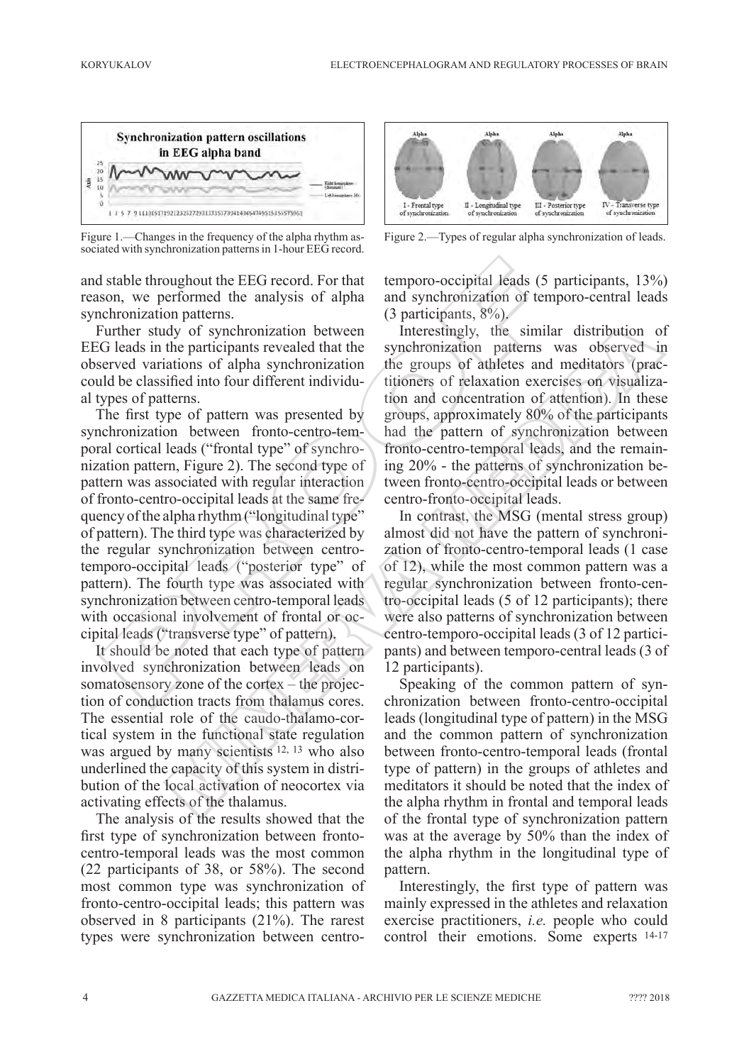Figure 1.—Changes in the frequency of the alpha rhythm associated with synchronization patterns in 1-hour EEG record.

Figure 2.—Types of regular alpha synchronization of leads.

and stable throughout the EEG record. For that reason, we performed the analysis of alpha synchronization patterns.

Further study of synchronization between EEG leads in the participants revealed that the observed variations of alpha synchronization could be classified into four different individual types of patterns.

The first type of pattern was presented by synchronization between fronto-centro-temporal cortical leads ("frontal type" of synchronization pattern, Figure 2). The second type of pattern was associated with regular interaction of fronto-centro-occipital leads at the same frequency of the alpha rhythm ("longitudinal type" of pattern). The third type was characterized by the regular synchronization between centro-temporo-occipital leads ("posterior type" of pattern). The fourth type was associated with synchronization between centro-temporal leads with occasional involvement of frontal or occipital leads ("transverse type" of pattern).

It should be noted that each type of pattern involved synchronization between leads on somatosensory zone of the cortex – the projection of conduction tracts from thalamus cores. The essential role of the caudo-thalamo-cortical system in the functional state regulation was argued by many scientists [12, 13] who also underlined the capacity of this system in distribution of the local activation of neocortex via activating effects of the thalamus.

The analysis of the results showed that the first type of synchronization between fronto-centro-temporal leads was the most common (22 participants of 38, or 58%). The second most common type was synchronization of fronto-centro-occipital leads; this pattern was observed in 8 participants (21%). The rarest types were synchronization between centro-temporo-occipital leads (5 participants, 13%) and synchronization of temporo-central leads (3 participants, 8%).

Interestingly, the similar distribution of synchronization patterns was observed in the groups of athletes and meditators (practitioners of relaxation exercises on visualization and concentration of attention). In these groups, approximately 80% of the participants had the pattern of synchronization between fronto-centro-temporal leads, and the remaining 20% - the patterns of synchronization between fronto-centro-occipital leads or between centro-fronto-occipital leads.

In contrast, the MSG (mental stress group) almost did not have the pattern of synchronization of fronto-centro-temporal leads (1 case of 12), while the most common pattern was a regular synchronization between fronto-centro-occipital leads (5 of 12 participants); there were also patterns of synchronization between centro-temporo-occipital leads (3 of 12 participants) and between temporo-central leads (3 of 12 participants).

Speaking of the common pattern of synchronization between fronto-centro-occipital leads (longitudinal type of pattern) in the MSG and the common pattern of synchronization between fronto-centro-temporal leads (frontal type of pattern) in the groups of athletes and meditators it should be noted that the index of the alpha rhythm in frontal and temporal leads of the frontal type of synchronization pattern was at the average by 50% than the index of the alpha rhythm in the longitudinal type of pattern.

Interestingly, the first type of pattern was mainly expressed in the athletes and relaxation exercise practitioners, *i.e.* people who could control their emotions. Some experts [14-17]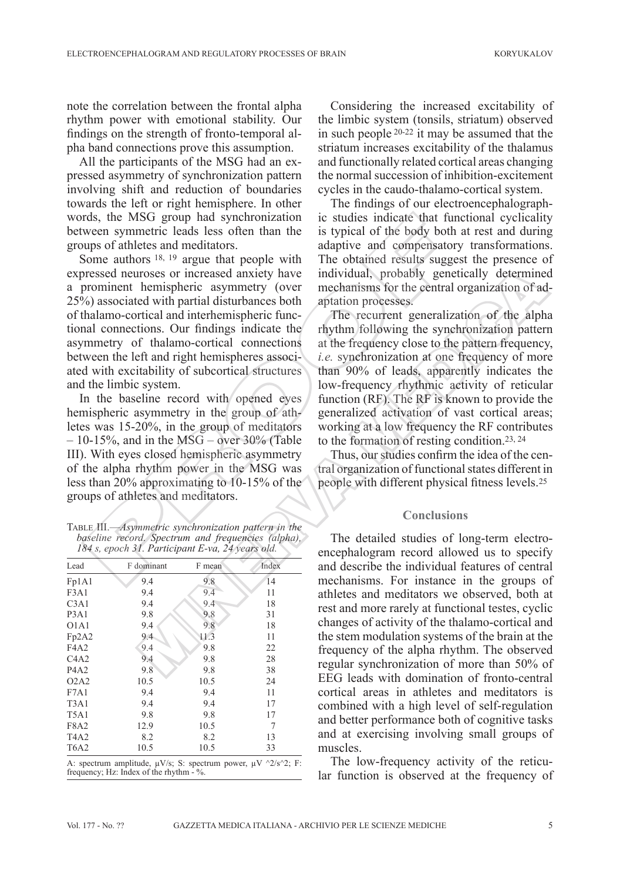note the correlation between the frontal alpha rhythm power with emotional stability. Our findings on the strength of fronto-temporal alpha band connections prove this assumption.

All the participants of the MSG had an expressed asymmetry of synchronization pattern involving shift and reduction of boundaries towards the left or right hemisphere. In other words, the MSG group had synchronization between symmetric leads less often than the groups of athletes and meditators.

Some authors [18, 19] argue that people with expressed neuroses or increased anxiety have a prominent hemispheric asymmetry (over 25%) associated with partial disturbances both of thalamo-cortical and interhemispheric functional connections. Our findings indicate the asymmetry of thalamo-cortical connections between the left and right hemispheres associated with excitability of subcortical structures and the limbic system.

In the baseline record with opened eyes hemispheric asymmetry in the group of athletes was 15-20%, in the group of meditators – 10-15%, and in the MSG – over 30% (Table III). With eyes closed hemispheric asymmetry of the alpha rhythm power in the MSG was less than 20% approximating to 10-15% of the groups of athletes and meditators.

Table III.—*Asymmetric synchronization pattern in the baseline record. Spectrum and frequencies (alpha), 184 s, epoch 31. Participant E-va, 24 years old.*

| Lead | F dominant | F mean | Index |
|---|---|---|---|
| Fp1A1 | 9.4 | 9.8 | 14 |
| F3A1 | 9.4 | 9.4 | 11 |
| C3A1 | 9.4 | 9.4 | 18 |
| P3A1 | 9.8 | 9.8 | 31 |
| O1A1 | 9.4 | 9.8 | 18 |
| Fp2A2 | 9.4 | 11.3 | 11 |
| F4A2 | 9.4 | 9.8 | 22 |
| C4A2 | 9.4 | 9.8 | 28 |
| P4A2 | 9.8 | 9.8 | 38 |
| O2A2 | 10.5 | 10.5 | 24 |
| F7A1 | 9.4 | 9.4 | 11 |
| T3A1 | 9.4 | 9.4 | 17 |
| T5A1 | 9.8 | 9.8 | 17 |
| F8A2 | 12.9 | 10.5 | 7 |
| T4A2 | 8.2 | 8.2 | 13 |
| T6A2 | 10.5 | 10.5 | 33 |

A: spectrum amplitude, µV/s; S: spectrum power, µV ^2/s^2; F: frequency; Hz: Index of the rhythm - %.

Considering the increased excitability of the limbic system (tonsils, striatum) observed in such people [20-22] it may be assumed that the striatum increases excitability of the thalamus and functionally related cortical areas changing the normal succession of inhibition-excitement cycles in the caudo-thalamo-cortical system.

The findings of our electroencephalographic studies indicate that functional cyclicality is typical of the body both at rest and during adaptive and compensatory transformations. The obtained results suggest the presence of individual, probably genetically determined mechanisms for the central organization of adaptation processes.

The recurrent generalization of the alpha rhythm following the synchronization pattern at the frequency close to the pattern frequency, *i.e.* synchronization at one frequency of more than 90% of leads, apparently indicates the low-frequency rhythmic activity of reticular function (RF). The RF is known to provide the generalized activation of vast cortical areas; working at a low frequency the RF contributes to the formation of resting condition.[23, 24]

Thus, our studies confirm the idea of the central organization of functional states different in people with different physical fitness levels.[25]

## Conclusions

The detailed studies of long-term electroencephalogram record allowed us to specify and describe the individual features of central mechanisms. For instance in the groups of athletes and meditators we observed, both at rest and more rarely at functional testes, cyclic changes of activity of the thalamo-cortical and the stem modulation systems of the brain at the frequency of the alpha rhythm. The observed regular synchronization of more than 50% of EEG leads with domination of fronto-central cortical areas in athletes and meditators is combined with a high level of self-regulation and better performance both of cognitive tasks and at exercising involving small groups of muscles.

The low-frequency activity of the reticular function is observed at the frequency of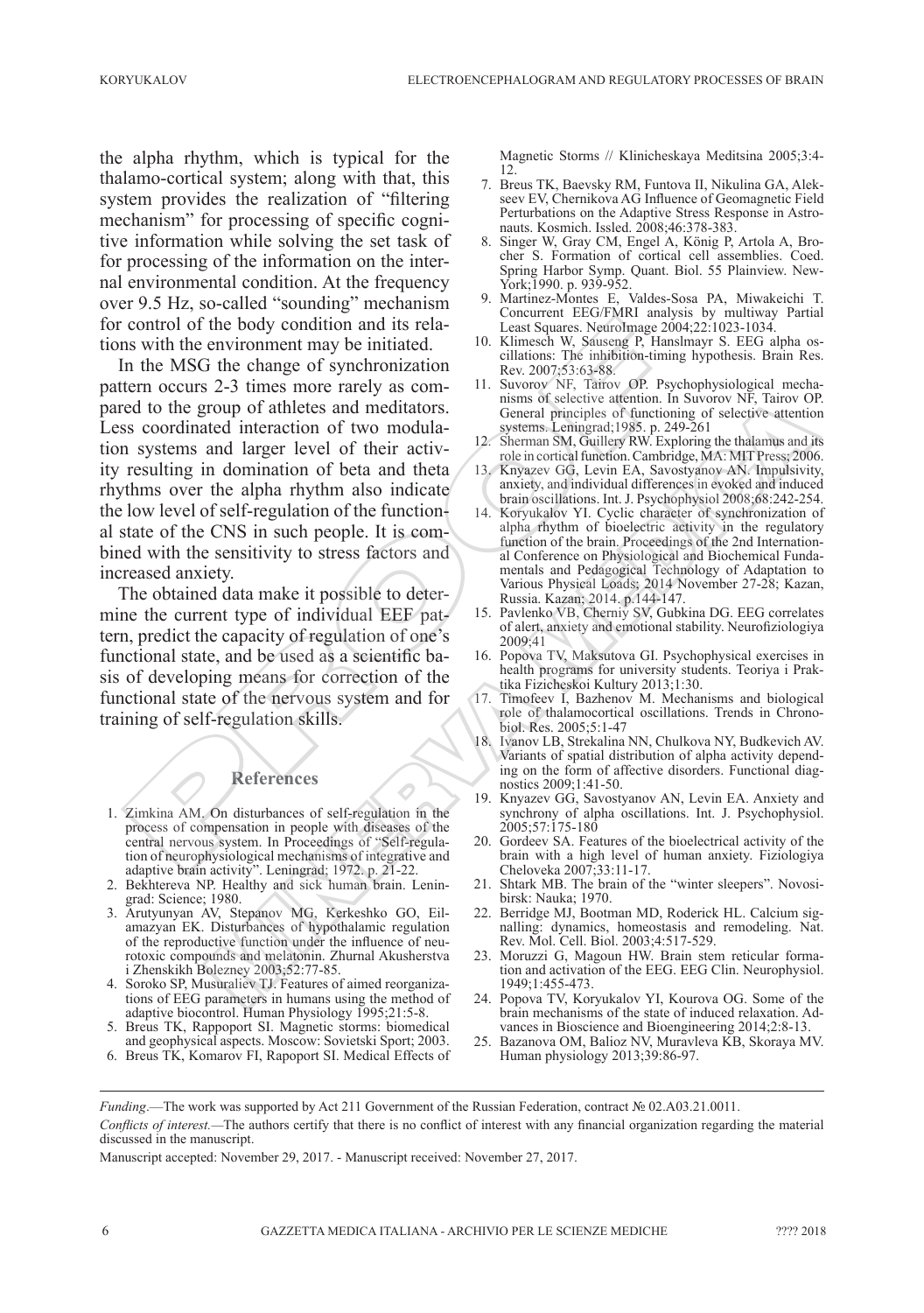the alpha rhythm, which is typical for the thalamo-cortical system; along with that, this system provides the realization of "filtering mechanism" for processing of specific cognitive information while solving the set task of for processing of the information on the internal environmental condition. At the frequency over 9.5 Hz, so-called "sounding" mechanism for control of the body condition and its relations with the environment may be initiated.

In the MSG the change of synchronization pattern occurs 2-3 times more rarely as compared to the group of athletes and meditators. Less coordinated interaction of two modulation systems and larger level of their activity resulting in domination of beta and theta rhythms over the alpha rhythm also indicate the low level of self-regulation of the functional state of the CNS in such people. It is combined with the sensitivity to stress factors and increased anxiety.

The obtained data make it possible to determine the current type of individual EEF pattern, predict the capacity of regulation of one's functional state, and be used as a scientific basis of developing means for correction of the functional state of the nervous system and for training of self-regulation skills.

## References

1. Zimkina AM. On disturbances of self-regulation in the process of compensation in people with diseases of the central nervous system. In Proceedings of "Self-regulation of neurophysiological mechanisms of integrative and adaptive brain activity". Leningrad; 1972. p. 21-22.
2. Bekhtereva NP. Healthy and sick human brain. Leningrad: Science; 1980.
3. Arutyunyan AV, Stepanov MG, Kerkeshko GO, Eilamazyan EK. Disturbances of hypothalamic regulation of the reproductive function under the influence of neurotoxic compounds and melatonin. Zhurnal Akusherstva i Zhenskikh Bolezney 2003;52:77-85.
4. Soroko SP, Musuraliev TJ. Features of aimed reorganizations of EEG parameters in humans using the method of adaptive biocontrol. Human Physiology 1995;21:5-8.
5. Breus TK, Rappoport SI. Magnetic storms: biomedical and geophysical aspects. Moscow: Sovietski Sport; 2003.
6. Breus TK, Komarov FI, Rapoport SI. Medical Effects of Magnetic Storms // Klinicheskaya Meditsina 2005;3:4-12.
7. Breus TK, Baevsky RM, Funtova II, Nikulina GA, Alekseev EV, Chernikova AG Influence of Geomagnetic Field Perturbations on the Adaptive Stress Response in Astronauts. Kosmich. Issled. 2008;46:378-383.
8. Singer W, Gray CM, Engel A, König P, Artola A, Brocher S. Formation of cortical cell assemblies. Coed. Spring Harbor Symp. Quant. Biol. 55 Plainview. New-York;1990. p. 939-952.
9. Martinez-Montes E, Valdes-Sosa PA, Miwakeichi T. Concurrent EEG/FMRI analysis by multiway Partial Least Squares. NeuroImage 2004;22:1023-1034.
10. Klimesch W, Sauseng P, Hanslmayr S. EEG alpha oscillations: The inhibition-timing hypothesis. Brain Res. Rev. 2007;53:63-88.
11. Suvorov NF, Tairov OP. Psychophysiological mechanisms of selective attention. In Suvorov NF, Tairov OP. General principles of functioning of selective attention systems. Leningrad;1985. p. 249-261
12. Sherman SM, Guillery RW. Exploring the thalamus and its role in cortical function. Cambridge, MA: MIT Press; 2006.
13. Knyazev GG, Levin EA, Savostyanov AN. Impulsivity, anxiety, and individual differences in evoked and induced brain oscillations. Int. J. Psychophysiol 2008;68:242-254.
14. Koryukalov YI. Cyclic character of synchronization of alpha rhythm of bioelectric activity in the regulatory function of the brain. Proceedings of the 2nd International Conference on Physiological and Biochemical Fundamentals and Pedagogical Technology of Adaptation to Various Physical Loads; 2014 November 27-28; Kazan, Russia. Kazan; 2014. p.144-147.
15. Pavlenko VB, Cherniy SV, Gubkina DG. EEG correlates of alert, anxiety and emotional stability. Neurofiziologiya 2009;41
16. Popova TV, Maksutova GI. Psychophysical exercises in health programs for university students. Teoriya i Praktika Fizicheskoi Kultury 2013;1:30.
17. Timofeev I, Bazhenov M. Mechanisms and biological role of thalamocortical oscillations. Trends in Chronobiol. Res. 2005;5:1-47
18. Ivanov LB, Strekalina NN, Chulkova NY, Budkevich AV. Variants of spatial distribution of alpha activity depending on the form of affective disorders. Functional diagnostics 2009;1:41-50.
19. Knyazev GG, Savostyanov AN, Levin EA. Anxiety and synchrony of alpha oscillations. Int. J. Psychophysiol. 2005;57:175-180
20. Gordeev SA. Features of the bioelectrical activity of the brain with a high level of human anxiety. Fiziologiya Cheloveka 2007;33:11-17.
21. Shtark MB. The brain of the "winter sleepers". Novosibirsk: Nauka; 1970.
22. Berridge MJ, Bootman MD, Roderick HL. Calcium signalling: dynamics, homeostasis and remodeling. Nat. Rev. Mol. Cell. Biol. 2003;4:517-529.
23. Moruzzi G, Magoun HW. Brain stem reticular formation and activation of the EEG. EEG Clin. Neurophysiol. 1949;1:455-473.
24. Popova TV, Koryukalov YI, Kourova OG. Some of the brain mechanisms of the state of induced relaxation. Advances in Bioscience and Bioengineering 2014;2:8-13.
25. Bazanova OM, Balioz NV, Muravleva KB, Skoraya MV. Human physiology 2013;39:86-97.

*Funding*.—The work was supported by Act 211 Government of the Russian Federation, contract № 02.A03.21.0011.

*Conflicts of interest*.—The authors certify that there is no conflict of interest with any financial organization regarding the material discussed in the manuscript.

Manuscript accepted: November 29, 2017. - Manuscript received: November 27, 2017.